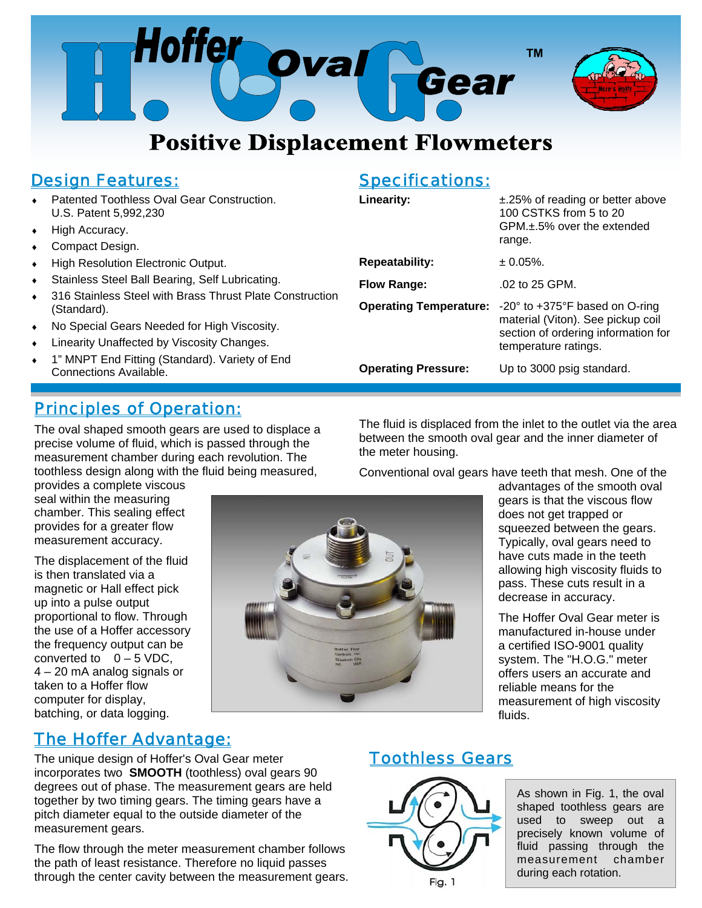# Hoffer Oval Gear ™

## Positive Displacement Flowmeters

## Design Features:

- Patented Toothless Oval Gear Construction. U.S. Patent 5,992,230
- High Accuracy.
- Compact Design.
- High Resolution Electronic Output.
- Stainless Steel Ball Bearing, Self Lubricating.
- 316 Stainless Steel with Brass Thrust Plate Construction (Standard).
- No Special Gears Needed for High Viscosity.
- Linearity Unaffected by Viscosity Changes.
- 1" MNPT End Fitting (Standard). Variety of End Connections Available.

## Specifications:

| | |
|---|---|
| **Linearity:** | ±.25% of reading or better above 100 CSTKS from 5 to 20 GPM.±.5% over the extended range. |
| **Repeatability:** | ± 0.05%. |
| **Flow Range:** | .02 to 25 GPM. |
| **Operating Temperature:** | -20° to +375°F based on O-ring material (Viton). See pickup coil section of ordering information for temperature ratings. |
| **Operating Pressure:** | Up to 3000 psig standard. |

## Principles of Operation:

The oval shaped smooth gears are used to displace a precise volume of fluid, which is passed through the measurement chamber during each revolution. The toothless design along with the fluid being measured, provides a complete viscous seal within the measuring chamber. This sealing effect provides for a greater flow measurement accuracy.

The displacement of the fluid is then translated via a magnetic or Hall effect pick up into a pulse output proportional to flow. Through the use of a Hoffer accessory the frequency output can be converted to 0 – 5 VDC, 4 – 20 mA analog signals or taken to a Hoffer flow computer for display, batching, or data logging.

The fluid is displaced from the inlet to the outlet via the area between the smooth oval gear and the inner diameter of the meter housing.

Conventional oval gears have teeth that mesh. One of the advantages of the smooth oval gears is that the viscous flow does not get trapped or squeezed between the gears. Typically, oval gears need to have cuts made in the teeth allowing high viscosity fluids to pass. These cuts result in a decrease in accuracy.

The Hoffer Oval Gear meter is manufactured in-house under a certified ISO-9001 quality system. The "H.O.G." meter offers users an accurate and reliable means for the measurement of high viscosity fluids.

## The Hoffer Advantage:

The unique design of Hoffer's Oval Gear meter incorporates two **SMOOTH** (toothless) oval gears 90 degrees out of phase. The measurement gears are held together by two timing gears. The timing gears have a pitch diameter equal to the outside diameter of the measurement gears.

The flow through the meter measurement chamber follows the path of least resistance. Therefore no liquid passes through the center cavity between the measurement gears.

## Toothless Gears

Fig. 1

As shown in Fig. 1, the oval shaped toothless gears are used to sweep out a precisely known volume of fluid passing through the measurement chamber during each rotation.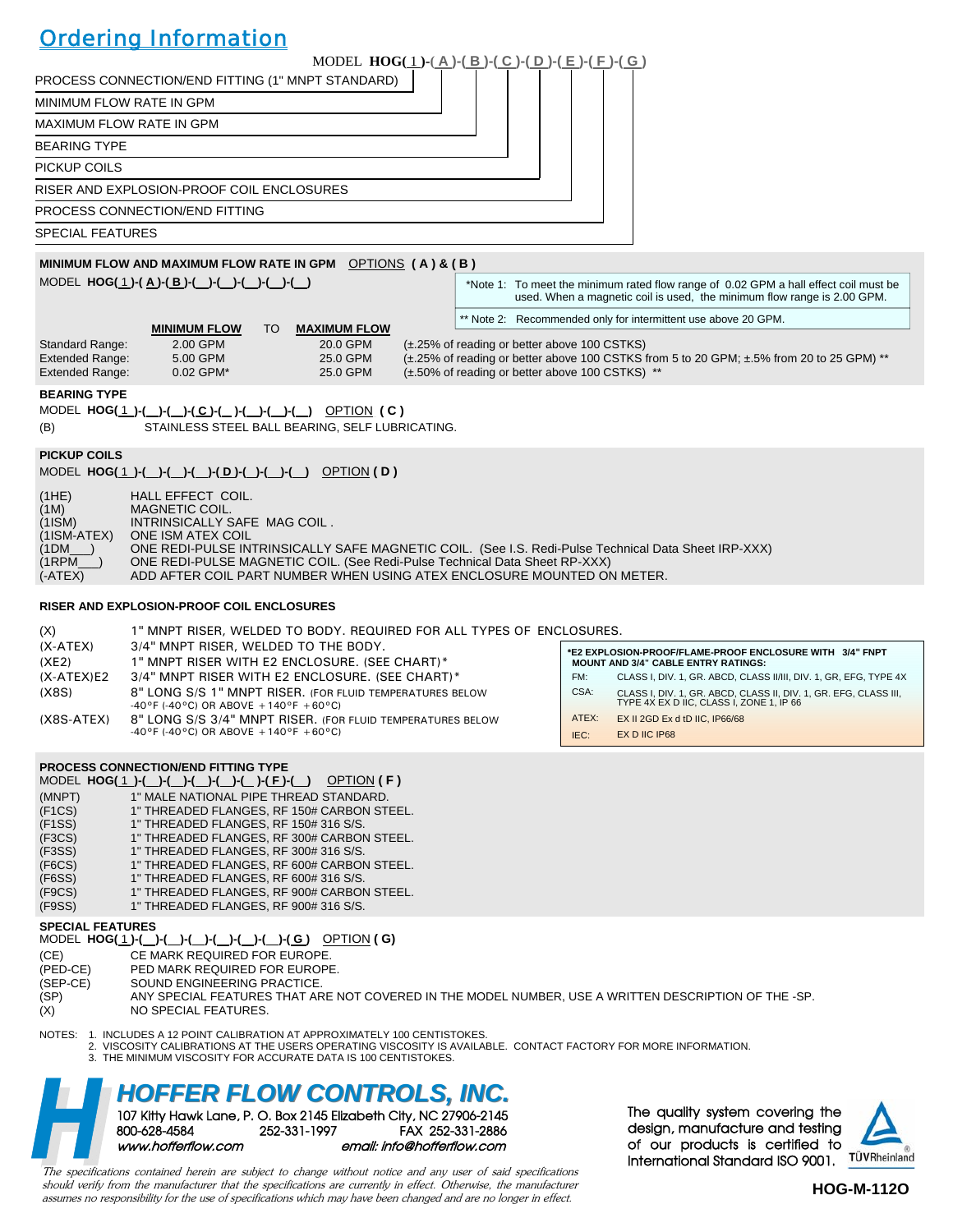## Ordering Information

MODEL **HOG(** 1 **)-(** A **)-(** B **)-(** C **)-(** D **)-(** E **)-(** F **)-(** G **)**

- PROCESS CONNECTION/END FITTING (1" MNPT STANDARD)
- MINIMUM FLOW RATE IN GPM
- MAXIMUM FLOW RATE IN GPM
- BEARING TYPE
- PICKUP COILS
- RISER AND EXPLOSION-PROOF COIL ENCLOSURES
- PROCESS CONNECTION/END FITTING
- SPECIAL FEATURES

### MINIMUM FLOW AND MAXIMUM FLOW RATE IN GPM OPTIONS ( A ) & ( B )

MODEL **HOG(** 1 **)-(** A **)-(** B **)-(\_\_)-(\_\_)-(\_\_)-(\_\_)-(\_\_)**

*Note 1: To meet the minimum rated flow range of 0.02 GPM a hall effect coil must be used. When a magnetic coil is used, the minimum flow range is 2.00 GPM.

** Note 2: Recommended only for intermittent use above 20 GPM.

| | MINIMUM FLOW | TO | MAXIMUM FLOW | |
|---|---|---|---|---|
| Standard Range: | 2.00 GPM | | 20.0 GPM | (±.25% of reading or better above 100 CSTKS) |
| Extended Range: | 5.00 GPM | | 25.0 GPM | (±.25% of reading or better above 100 CSTKS from 5 to 20 GPM; ±.5% from 20 to 25 GPM) ** |
| Extended Range: | 0.02 GPM* | | 25.0 GPM | (±.50% of reading or better above 100 CSTKS) ** |

### BEARING TYPE

MODEL **HOG(** 1 **)-(\_\_)-(\_\_)-(** C **)-(\_\_)-(\_\_)-(\_\_)-(\_\_)** OPTION **( C )**

(B) STAINLESS STEEL BALL BEARING, SELF LUBRICATING.

### PICKUP COILS

MODEL **HOG(** 1 **)-(\_\_)-(\_\_)-(\_\_)-(** D **)-(\_\_)-(\_\_)-(\_\_)** OPTION **( D )**

| | |
|---|---|
| (1HE) | HALL EFFECT COIL. |
| (1M) | MAGNETIC COIL. |
| (1ISM) | INTRINSICALLY SAFE MAG COIL . |
| (1ISM-ATEX) | ONE ISM ATEX COIL |
| (1DM\_\_\_) | ONE REDI-PULSE INTRINSICALLY SAFE MAGNETIC COIL. (See I.S. Redi-Pulse Technical Data Sheet IRP-XXX) |
| (1RPM\_\_\_) | ONE REDI-PULSE MAGNETIC COIL. (See Redi-Pulse Technical Data Sheet RP-XXX) |
| (-ATEX) | ADD AFTER COIL PART NUMBER WHEN USING ATEX ENCLOSURE MOUNTED ON METER. |

### RISER AND EXPLOSION-PROOF COIL ENCLOSURES

| | |
|---|---|
| (X) | 1" MNPT RISER, WELDED TO BODY. REQUIRED FOR ALL TYPES OF ENCLOSURES. |
| (X-ATEX) | 3/4" MNPT RISER, WELDED TO THE BODY. |
| (XE2) | 1" MNPT RISER WITH E2 ENCLOSURE. (SEE CHART)* |
| (X-ATEX)E2 | 3/4" MNPT RISER WITH E2 ENCLOSURE. (SEE CHART)* |
| (X8S) | 8" LONG S/S 1" MNPT RISER. (FOR FLUID TEMPERATURES BELOW -40°F (-40°C) OR ABOVE +140°F +60°C) |
| (X8S-ATEX) | 8" LONG S/S 3/4" MNPT RISER. (FOR FLUID TEMPERATURES BELOW -40°F (-40°C) OR ABOVE +140°F +60°C) |

**\*E2 EXPLOSION-PROOF/FLAME-PROOF ENCLOSURE WITH 3/4" FNPT MOUNT AND 3/4" CABLE ENTRY RATINGS:**

| | |
|---|---|
| FM: | CLASS I, DIV. 1, GR. ABCD, CLASS II/III, DIV. 1, GR, EFG, TYPE 4X |
| CSA: | CLASS I, DIV. 1, GR. ABCD, CLASS II, DIV. 1, GR. EFG, CLASS III, TYPE 4X EX D IIC, CLASS I, ZONE 1, IP 66 |
| ATEX: | EX II 2GD Ex d tD IIC, IP66/68 |
| IEC: | EX D IIC IP68 |

### PROCESS CONNECTION/END FITTING TYPE

MODEL **HOG(** 1 **)-(\_\_)-(\_\_)-(\_\_)-(\_\_)-(\_\_)-(** F **)-(\_\_)** OPTION **( F )**

| | |
|---|---|
| (MNPT) | 1" MALE NATIONAL PIPE THREAD STANDARD. |
| (F1CS) | 1" THREADED FLANGES, RF 150# CARBON STEEL. |
| (F1SS) | 1" THREADED FLANGES, RF 150# 316 S/S. |
| (F3CS) | 1" THREADED FLANGES, RF 300# CARBON STEEL. |
| (F3SS) | 1" THREADED FLANGES, RF 300# 316 S/S. |
| (F6CS) | 1" THREADED FLANGES, RF 600# CARBON STEEL. |
| (F6SS) | 1" THREADED FLANGES, RF 600# 316 S/S. |
| (F9CS) | 1" THREADED FLANGES, RF 900# CARBON STEEL. |
| (F9SS) | 1" THREADED FLANGES, RF 900# 316 S/S. |

### SPECIAL FEATURES

MODEL **HOG(** 1 **)-(\_\_)-(\_\_)-(\_\_)-(\_\_)-(\_\_)-(\_\_)-(** G **)** OPTION **( G)**

| | |
|---|---|
| (CE) | CE MARK REQUIRED FOR EUROPE. |
| (PED-CE) | PED MARK REQUIRED FOR EUROPE. |
| (SEP-CE) | SOUND ENGINEERING PRACTICE. |
| (SP) | ANY SPECIAL FEATURES THAT ARE NOT COVERED IN THE MODEL NUMBER, USE A WRITTEN DESCRIPTION OF THE -SP. |
| (X) | NO SPECIAL FEATURES. |

NOTES:
1. INCLUDES A 12 POINT CALIBRATION AT APPROXIMATELY 100 CENTISTOKES.
2. VISCOSITY CALIBRATIONS AT THE USERS OPERATING VISCOSITY IS AVAILABLE. CONTACT FACTORY FOR MORE INFORMATION.
3. THE MINIMUM VISCOSITY FOR ACCURATE DATA IS 100 CENTISTOKES.

**HOFFER FLOW CONTROLS, INC.**
107 Kitty Hawk Lane, P. O. Box 2145 Elizabeth City, NC 27906-2145
800-628-4584 252-331-1997 FAX 252-331-2886
www.hofferflow.com email: info@hofferflow.com

The quality system covering the design, manufacture and testing of our products is certified to International Standard ISO 9001.

TÜVRheinland

*The specifications contained herein are subject to change without notice and any user of said specifications should verify from the manufacturer that the specifications are currently in effect. Otherwise, the manufacturer assumes no responsibility for the use of specifications which may have been changed and are no longer in effect.*

HOG-M-112O